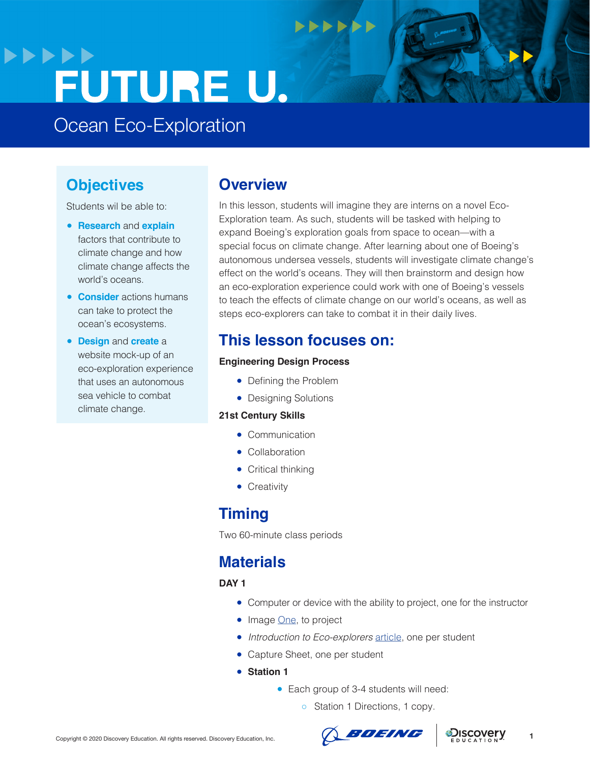# FUTURE U.

## Ocean Eco-Exploration

## Objectives

Students wil be able to:

- **Research** and **explain** factors that contribute to climate change and how climate change affects the world's oceans.
- **Consider** actions humans can take to protect the ocean's ecosystems.
- **Design** and **create** a website mock-up of an eco-exploration experience that uses an autonomous sea vehicle to combat climate change.

## Overview

In this lesson, students will imagine they are interns on a novel Eco-Exploration team. As such, students will be tasked with helping to expand Boeing's exploration goals from space to ocean—with a special focus on climate change. After learning about one of Boeing's autonomous undersea vessels, students will investigate climate change's effect on the world's oceans. They will then brainstorm and design how an eco-exploration experience could work with one of Boeing's vessels to teach the effects of climate change on our world's oceans, as well as steps eco-explorers can take to combat it in their daily lives.

## This lesson focuses on:

**Engineering Design Process**

- Defining the Problem
- Designing Solutions

**21st Century Skills**

- Communication
- Collaboration
- Critical thinking
- Creativity

## Timing

Two 60-minute class periods

## Materials

**DAY 1**

- Computer or device with the ability to project, one for the instructor
- Image [One](), to project
- *Introduction to Eco-explorers* [article](), one per student
- Capture Sheet, one per student
- **Station 1**
  - Each group of 3-4 students will need:
    - Station 1 Directions, 1 copy.

Copyright © 2020 Discovery Education. All rights reserved. Discovery Education, Inc.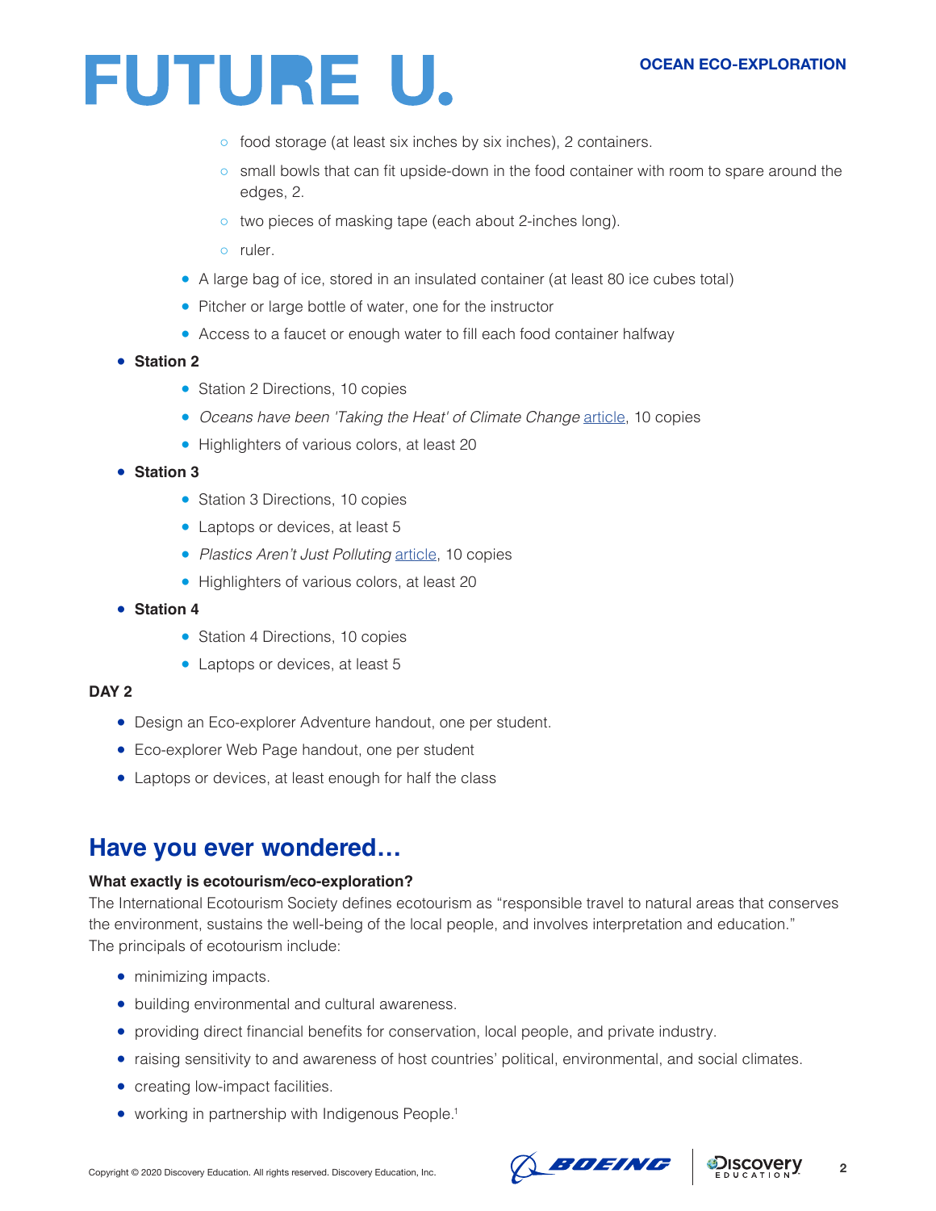- food storage (at least six inches by six inches), 2 containers.
  - small bowls that can fit upside-down in the food container with room to spare around the edges, 2.
  - two pieces of masking tape (each about 2-inches long).
  - ruler.
- A large bag of ice, stored in an insulated container (at least 80 ice cubes total)
- Pitcher or large bottle of water, one for the instructor
- Access to a faucet or enough water to fill each food container halfway

- **Station 2**
  - Station 2 Directions, 10 copies
  - *Oceans have been 'Taking the Heat' of Climate Change* article, 10 copies
  - Highlighters of various colors, at least 20
- **Station 3**
  - Station 3 Directions, 10 copies
  - Laptops or devices, at least 5
  - *Plastics Aren't Just Polluting* article, 10 copies
  - Highlighters of various colors, at least 20
- **Station 4**
  - Station 4 Directions, 10 copies
  - Laptops or devices, at least 5

**DAY 2**

- Design an Eco-explorer Adventure handout, one per student.
- Eco-explorer Web Page handout, one per student
- Laptops or devices, at least enough for half the class

## Have you ever wondered…

**What exactly is ecotourism/eco-exploration?**

The International Ecotourism Society defines ecotourism as "responsible travel to natural areas that conserves the environment, sustains the well-being of the local people, and involves interpretation and education." The principals of ecotourism include:

- minimizing impacts.
- building environmental and cultural awareness.
- providing direct financial benefits for conservation, local people, and private industry.
- raising sensitivity to and awareness of host countries' political, environmental, and social climates.
- creating low-impact facilities.
- working in partnership with Indigenous People.[1]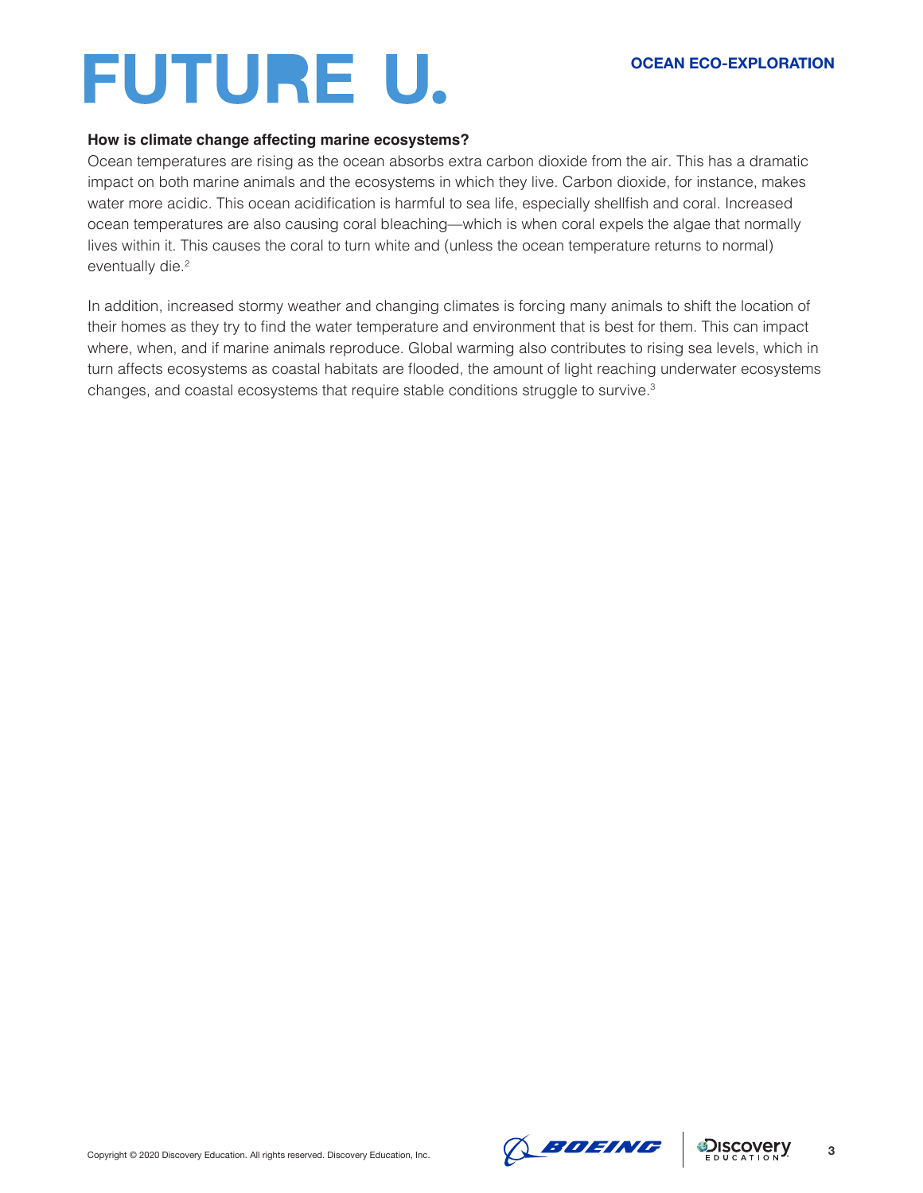**How is climate change affecting marine ecosystems?**

Ocean temperatures are rising as the ocean absorbs extra carbon dioxide from the air. This has a dramatic impact on both marine animals and the ecosystems in which they live. Carbon dioxide, for instance, makes water more acidic. This ocean acidification is harmful to sea life, especially shellfish and coral. Increased ocean temperatures are also causing coral bleaching—which is when coral expels the algae that normally lives within it. This causes the coral to turn white and (unless the ocean temperature returns to normal) eventually die.[2]

In addition, increased stormy weather and changing climates is forcing many animals to shift the location of their homes as they try to find the water temperature and environment that is best for them. This can impact where, when, and if marine animals reproduce. Global warming also contributes to rising sea levels, which in turn affects ecosystems as coastal habitats are flooded, the amount of light reaching underwater ecosystems changes, and coastal ecosystems that require stable conditions struggle to survive.[3]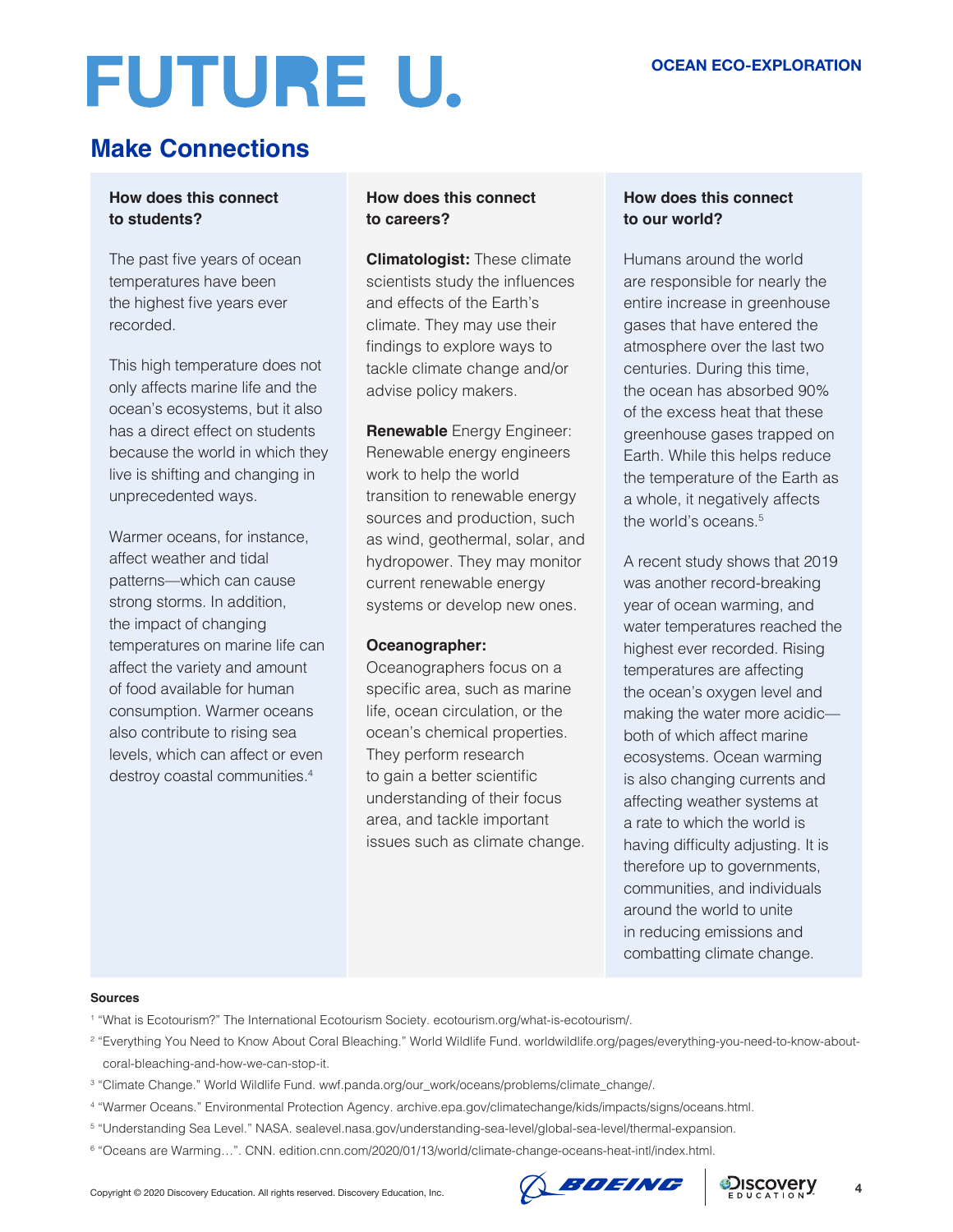# FUTURE U.

OCEAN ECO-EXPLORATION

## Make Connections

### How does this connect to students?

The past five years of ocean temperatures have been the highest five years ever recorded.

This high temperature does not only affects marine life and the ocean's ecosystems, but it also has a direct effect on students because the world in which they live is shifting and changing in unprecedented ways.

Warmer oceans, for instance, affect weather and tidal patterns—which can cause strong storms. In addition, the impact of changing temperatures on marine life can affect the variety and amount of food available for human consumption. Warmer oceans also contribute to rising sea levels, which can affect or even destroy coastal communities.[4]

### How does this connect to careers?

**Climatologist:** These climate scientists study the influences and effects of the Earth's climate. They may use their findings to explore ways to tackle climate change and/or advise policy makers.

**Renewable** Energy Engineer: Renewable energy engineers work to help the world transition to renewable energy sources and production, such as wind, geothermal, solar, and hydropower. They may monitor current renewable energy systems or develop new ones.

**Oceanographer:** Oceanographers focus on a specific area, such as marine life, ocean circulation, or the ocean's chemical properties. They perform research to gain a better scientific understanding of their focus area, and tackle important issues such as climate change.

### How does this connect to our world?

Humans around the world are responsible for nearly the entire increase in greenhouse gases that have entered the atmosphere over the last two centuries. During this time, the ocean has absorbed 90% of the excess heat that these greenhouse gases trapped on Earth. While this helps reduce the temperature of the Earth as a whole, it negatively affects the world's oceans.[5]

A recent study shows that 2019 was another record-breaking year of ocean warming, and water temperatures reached the highest ever recorded. Rising temperatures are affecting the ocean's oxygen level and making the water more acidic—both of which affect marine ecosystems. Ocean warming is also changing currents and affecting weather systems at a rate to which the world is having difficulty adjusting. It is therefore up to governments, communities, and individuals around the world to unite in reducing emissions and combatting climate change.

**Sources**

[1] "What is Ecotourism?" The International Ecotourism Society. ecotourism.org/what-is-ecotourism/.

[2] "Everything You Need to Know About Coral Bleaching." World Wildlife Fund. worldwildlife.org/pages/everything-you-need-to-know-about-coral-bleaching-and-how-we-can-stop-it.

[3] "Climate Change." World Wildlife Fund. wwf.panda.org/our_work/oceans/problems/climate_change/.

[4] "Warmer Oceans." Environmental Protection Agency. archive.epa.gov/climatechange/kids/impacts/signs/oceans.html.

[5] "Understanding Sea Level." NASA. sealevel.nasa.gov/understanding-sea-level/global-sea-level/thermal-expansion.

[6] "Oceans are Warming…". CNN. edition.cnn.com/2020/01/13/world/climate-change-oceans-heat-intl/index.html.

Copyright © 2020 Discovery Education. All rights reserved. Discovery Education, Inc.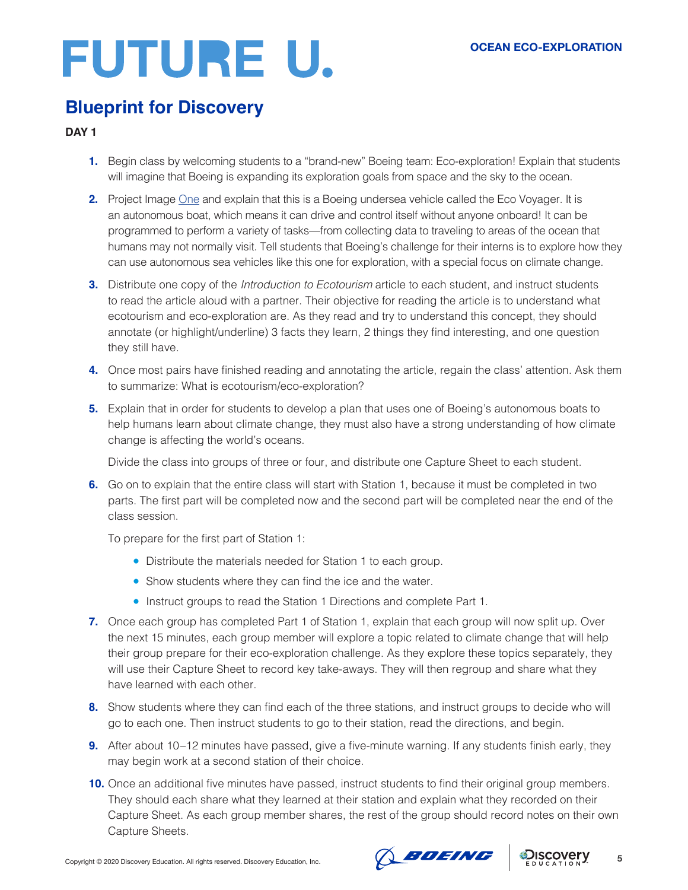# FUTURE U.

**OCEAN ECO-EXPLORATION**

## Blueprint for Discovery

**DAY 1**

1. Begin class by welcoming students to a "brand-new" Boeing team: Eco-exploration! Explain that students will imagine that Boeing is expanding its exploration goals from space and the sky to the ocean.

2. Project Image One and explain that this is a Boeing undersea vehicle called the Eco Voyager. It is an autonomous boat, which means it can drive and control itself without anyone onboard! It can be programmed to perform a variety of tasks—from collecting data to traveling to areas of the ocean that humans may not normally visit. Tell students that Boeing's challenge for their interns is to explore how they can use autonomous sea vehicles like this one for exploration, with a special focus on climate change.

3. Distribute one copy of the *Introduction to Ecotourism* article to each student, and instruct students to read the article aloud with a partner. Their objective for reading the article is to understand what ecotourism and eco-exploration are. As they read and try to understand this concept, they should annotate (or highlight/underline) 3 facts they learn, 2 things they find interesting, and one question they still have.

4. Once most pairs have finished reading and annotating the article, regain the class' attention. Ask them to summarize: What is ecotourism/eco-exploration?

5. Explain that in order for students to develop a plan that uses one of Boeing's autonomous boats to help humans learn about climate change, they must also have a strong understanding of how climate change is affecting the world's oceans.

   Divide the class into groups of three or four, and distribute one Capture Sheet to each student.

6. Go on to explain that the entire class will start with Station 1, because it must be completed in two parts. The first part will be completed now and the second part will be completed near the end of the class session.

   To prepare for the first part of Station 1:

   - Distribute the materials needed for Station 1 to each group.
   - Show students where they can find the ice and the water.
   - Instruct groups to read the Station 1 Directions and complete Part 1.

7. Once each group has completed Part 1 of Station 1, explain that each group will now split up. Over the next 15 minutes, each group member will explore a topic related to climate change that will help their group prepare for their eco-exploration challenge. As they explore these topics separately, they will use their Capture Sheet to record key take-aways. They will then regroup and share what they have learned with each other.

8. Show students where they can find each of the three stations, and instruct groups to decide who will go to each one. Then instruct students to go to their station, read the directions, and begin.

9. After about 10–12 minutes have passed, give a five-minute warning. If any students finish early, they may begin work at a second station of their choice.

10. Once an additional five minutes have passed, instruct students to find their original group members. They should each share what they learned at their station and explain what they recorded on their Capture Sheet. As each group member shares, the rest of the group should record notes on their own Capture Sheets.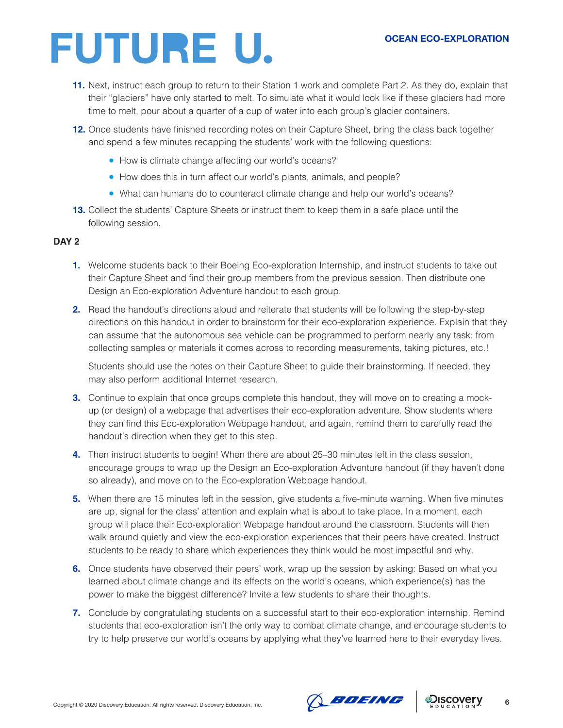11. Next, instruct each group to return to their Station 1 work and complete Part 2. As they do, explain that their "glaciers" have only started to melt. To simulate what it would look like if these glaciers had more time to melt, pour about a quarter of a cup of water into each group's glacier containers.

12. Once students have finished recording notes on their Capture Sheet, bring the class back together and spend a few minutes recapping the students' work with the following questions:
    - How is climate change affecting our world's oceans?
    - How does this in turn affect our world's plants, animals, and people?
    - What can humans do to counteract climate change and help our world's oceans?

13. Collect the students' Capture Sheets or instruct them to keep them in a safe place until the following session.

**DAY 2**

1. Welcome students back to their Boeing Eco-exploration Internship, and instruct students to take out their Capture Sheet and find their group members from the previous session. Then distribute one Design an Eco-exploration Adventure handout to each group.

2. Read the handout's directions aloud and reiterate that students will be following the step-by-step directions on this handout in order to brainstorm for their eco-exploration experience. Explain that they can assume that the autonomous sea vehicle can be programmed to perform nearly any task: from collecting samples or materials it comes across to recording measurements, taking pictures, etc.!

   Students should use the notes on their Capture Sheet to guide their brainstorming. If needed, they may also perform additional Internet research.

3. Continue to explain that once groups complete this handout, they will move on to creating a mock-up (or design) of a webpage that advertises their eco-exploration adventure. Show students where they can find this Eco-exploration Webpage handout, and again, remind them to carefully read the handout's direction when they get to this step.

4. Then instruct students to begin! When there are about 25–30 minutes left in the class session, encourage groups to wrap up the Design an Eco-exploration Adventure handout (if they haven't done so already), and move on to the Eco-exploration Webpage handout.

5. When there are 15 minutes left in the session, give students a five-minute warning. When five minutes are up, signal for the class' attention and explain what is about to take place. In a moment, each group will place their Eco-exploration Webpage handout around the classroom. Students will then walk around quietly and view the eco-exploration experiences that their peers have created. Instruct students to be ready to share which experiences they think would be most impactful and why.

6. Once students have observed their peers' work, wrap up the session by asking: Based on what you learned about climate change and its effects on the world's oceans, which experience(s) has the power to make the biggest difference? Invite a few students to share their thoughts.

7. Conclude by congratulating students on a successful start to their eco-exploration internship. Remind students that eco-exploration isn't the only way to combat climate change, and encourage students to try to help preserve our world's oceans by applying what they've learned here to their everyday lives.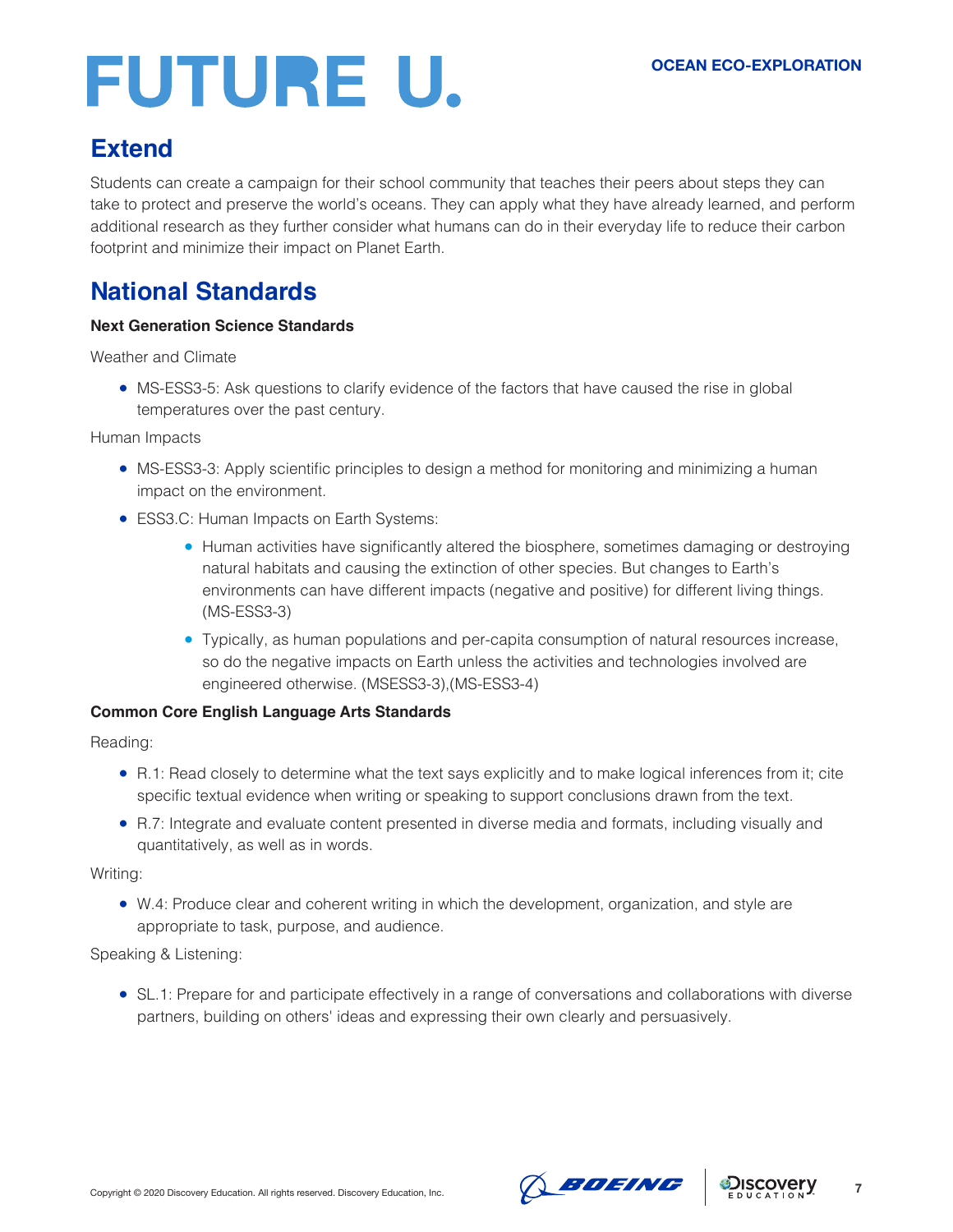## Extend

Students can create a campaign for their school community that teaches their peers about steps they can take to protect and preserve the world's oceans. They can apply what they have already learned, and perform additional research as they further consider what humans can do in their everyday life to reduce their carbon footprint and minimize their impact on Planet Earth.

## National Standards

**Next Generation Science Standards**

Weather and Climate

- MS-ESS3-5: Ask questions to clarify evidence of the factors that have caused the rise in global temperatures over the past century.

Human Impacts

- MS-ESS3-3: Apply scientific principles to design a method for monitoring and minimizing a human impact on the environment.
- ESS3.C: Human Impacts on Earth Systems:
  - Human activities have significantly altered the biosphere, sometimes damaging or destroying natural habitats and causing the extinction of other species. But changes to Earth's environments can have different impacts (negative and positive) for different living things. (MS-ESS3-3)
  - Typically, as human populations and per-capita consumption of natural resources increase, so do the negative impacts on Earth unless the activities and technologies involved are engineered otherwise. (MSESS3-3),(MS-ESS3-4)

**Common Core English Language Arts Standards**

Reading:

- R.1: Read closely to determine what the text says explicitly and to make logical inferences from it; cite specific textual evidence when writing or speaking to support conclusions drawn from the text.
- R.7: Integrate and evaluate content presented in diverse media and formats, including visually and quantitatively, as well as in words.

Writing:

- W.4: Produce clear and coherent writing in which the development, organization, and style are appropriate to task, purpose, and audience.

Speaking & Listening:

- SL.1: Prepare for and participate effectively in a range of conversations and collaborations with diverse partners, building on others' ideas and expressing their own clearly and persuasively.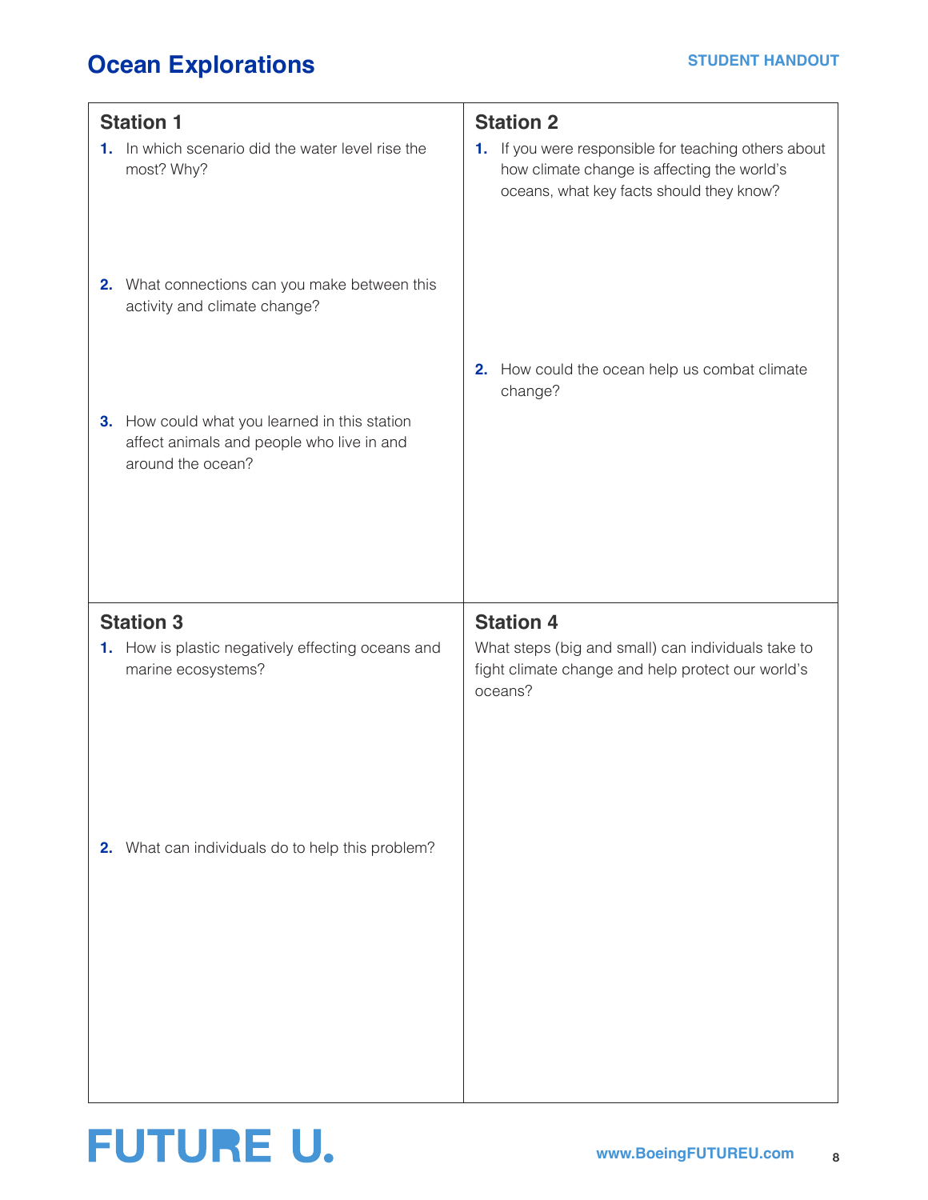# Ocean Explorations

STUDENT HANDOUT

## Station 1

1. In which scenario did the water level rise the most? Why?

2. What connections can you make between this activity and climate change?

3. How could what you learned in this station affect animals and people who live in and around the ocean?

## Station 2

1. If you were responsible for teaching others about how climate change is affecting the world's oceans, what key facts should they know?

2. How could the ocean help us combat climate change?

## Station 3

1. How is plastic negatively effecting oceans and marine ecosystems?

2. What can individuals do to help this problem?

## Station 4

What steps (big and small) can individuals take to fight climate change and help protect our world's oceans?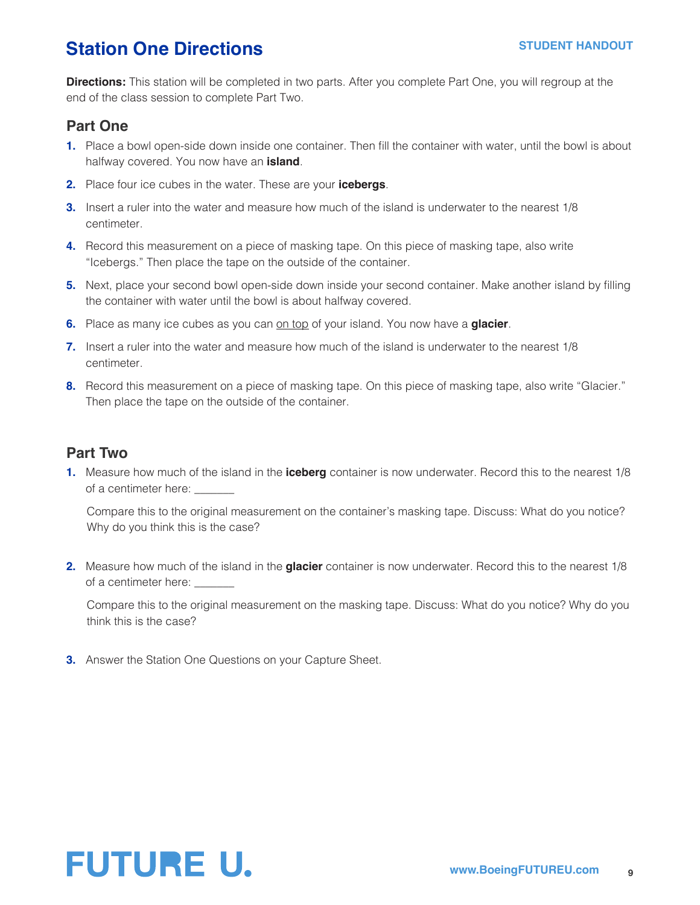# Station One Directions

STUDENT HANDOUT

**Directions:** This station will be completed in two parts. After you complete Part One, you will regroup at the end of the class session to complete Part Two.

## Part One

1. Place a bowl open-side down inside one container. Then fill the container with water, until the bowl is about halfway covered. You now have an **island**.
2. Place four ice cubes in the water. These are your **icebergs**.
3. Insert a ruler into the water and measure how much of the island is underwater to the nearest 1/8 centimeter.
4. Record this measurement on a piece of masking tape. On this piece of masking tape, also write "Icebergs." Then place the tape on the outside of the container.
5. Next, place your second bowl open-side down inside your second container. Make another island by filling the container with water until the bowl is about halfway covered.
6. Place as many ice cubes as you can <u>on top</u> of your island. You now have a **glacier**.
7. Insert a ruler into the water and measure how much of the island is underwater to the nearest 1/8 centimeter.
8. Record this measurement on a piece of masking tape. On this piece of masking tape, also write "Glacier." Then place the tape on the outside of the container.

## Part Two

1. Measure how much of the island in the **iceberg** container is now underwater. Record this to the nearest 1/8 of a centimeter here: _______

   Compare this to the original measurement on the container's masking tape. Discuss: What do you notice? Why do you think this is the case?

2. Measure how much of the island in the **glacier** container is now underwater. Record this to the nearest 1/8 of a centimeter here: _______

   Compare this to the original measurement on the masking tape. Discuss: What do you notice? Why do you think this is the case?

3. Answer the Station One Questions on your Capture Sheet.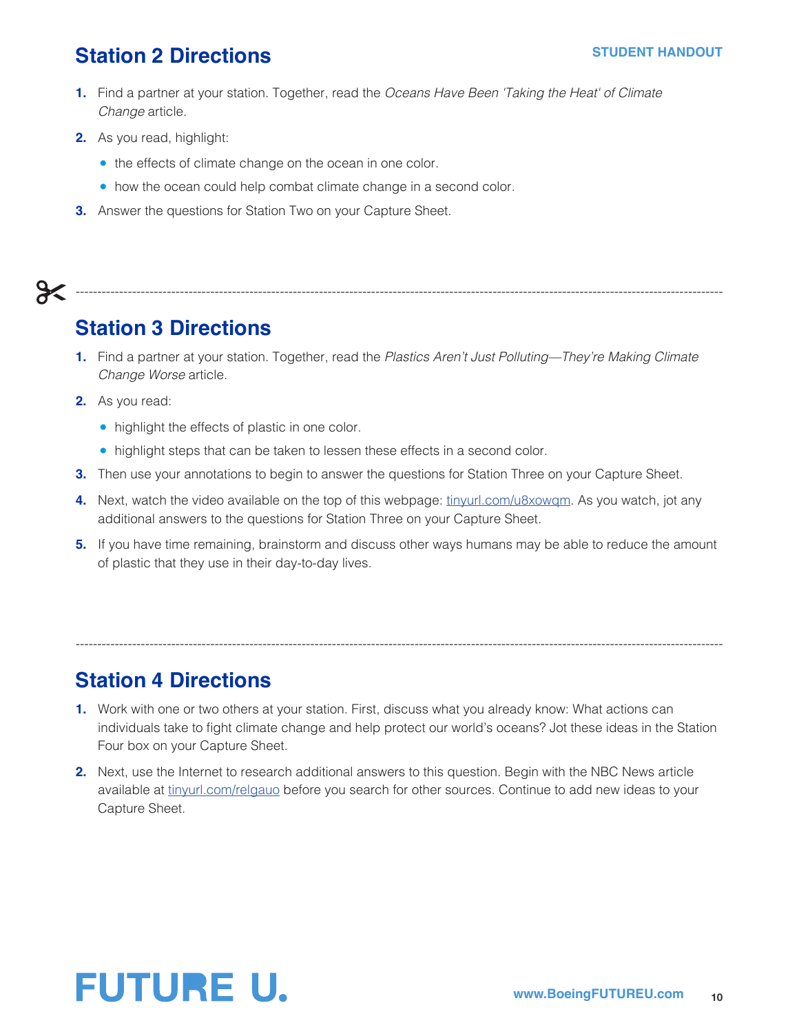## Station 2 Directions

1. Find a partner at your station. Together, read the *Oceans Have Been 'Taking the Heat' of Climate Change* article.
2. As you read, highlight:
   - the effects of climate change on the ocean in one color.
   - how the ocean could help combat climate change in a second color.
3. Answer the questions for Station Two on your Capture Sheet.

---

## Station 3 Directions

1. Find a partner at your station. Together, read the *Plastics Aren't Just Polluting—They're Making Climate Change Worse* article.
2. As you read:
   - highlight the effects of plastic in one color.
   - highlight steps that can be taken to lessen these effects in a second color.
3. Then use your annotations to begin to answer the questions for Station Three on your Capture Sheet.
4. Next, watch the video available on the top of this webpage: tinyurl.com/u8xowqm. As you watch, jot any additional answers to the questions for Station Three on your Capture Sheet.
5. If you have time remaining, brainstorm and discuss other ways humans may be able to reduce the amount of plastic that they use in their day-to-day lives.

---

## Station 4 Directions

1. Work with one or two others at your station. First, discuss what you already know: What actions can individuals take to fight climate change and help protect our world's oceans? Jot these ideas in the Station Four box on your Capture Sheet.
2. Next, use the Internet to research additional answers to this question. Begin with the NBC News article available at tinyurl.com/relgauo before you search for other sources. Continue to add new ideas to your Capture Sheet.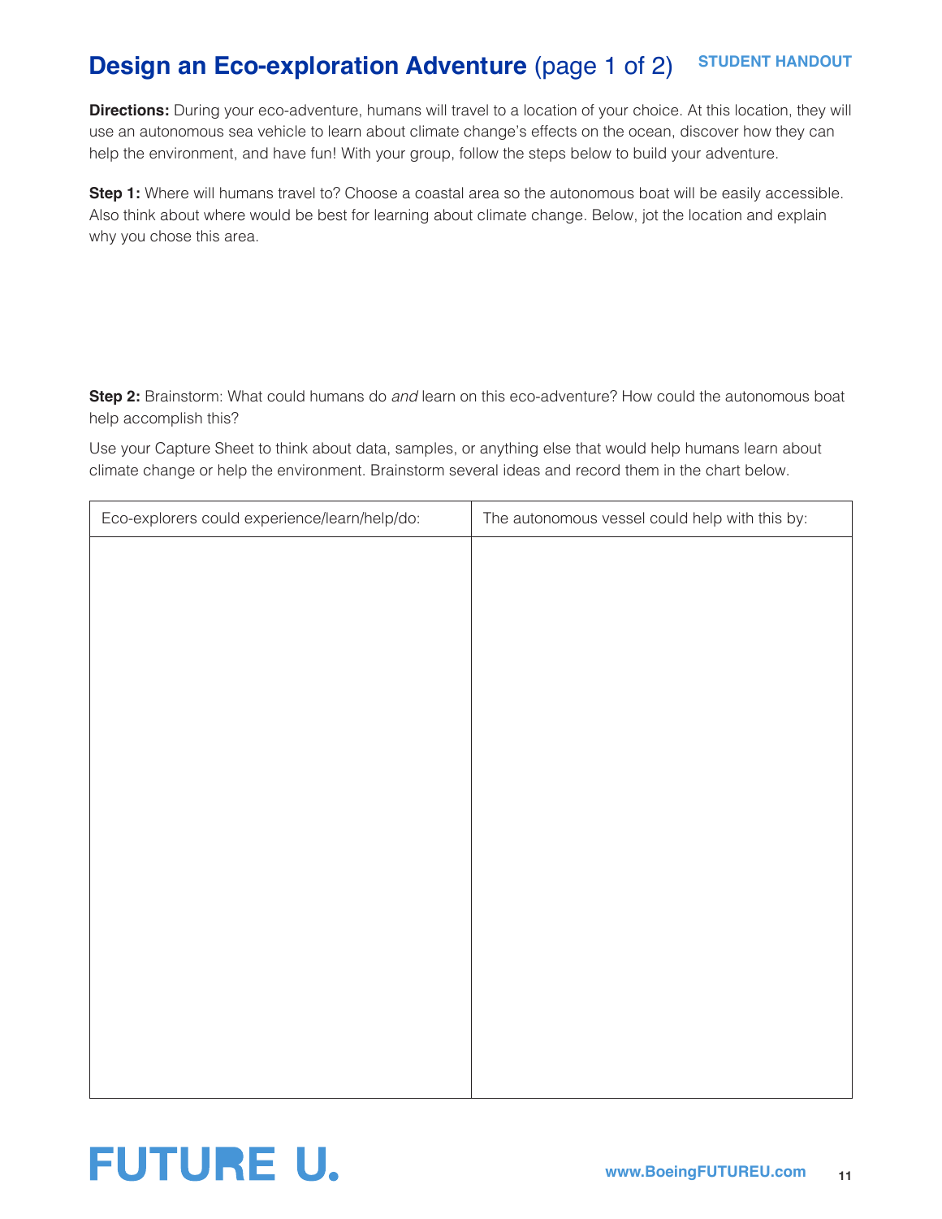# Design an Eco-exploration Adventure (page 1 of 2)

STUDENT HANDOUT

**Directions:** During your eco-adventure, humans will travel to a location of your choice. At this location, they will use an autonomous sea vehicle to learn about climate change's effects on the ocean, discover how they can help the environment, and have fun! With your group, follow the steps below to build your adventure.

**Step 1:** Where will humans travel to? Choose a coastal area so the autonomous boat will be easily accessible. Also think about where would be best for learning about climate change. Below, jot the location and explain why you chose this area.

**Step 2:** Brainstorm: What could humans do *and* learn on this eco-adventure? How could the autonomous boat help accomplish this?

Use your Capture Sheet to think about data, samples, or anything else that would help humans learn about climate change or help the environment. Brainstorm several ideas and record them in the chart below.

| Eco-explorers could experience/learn/help/do: | The autonomous vessel could help with this by: |
|---|---|
| | |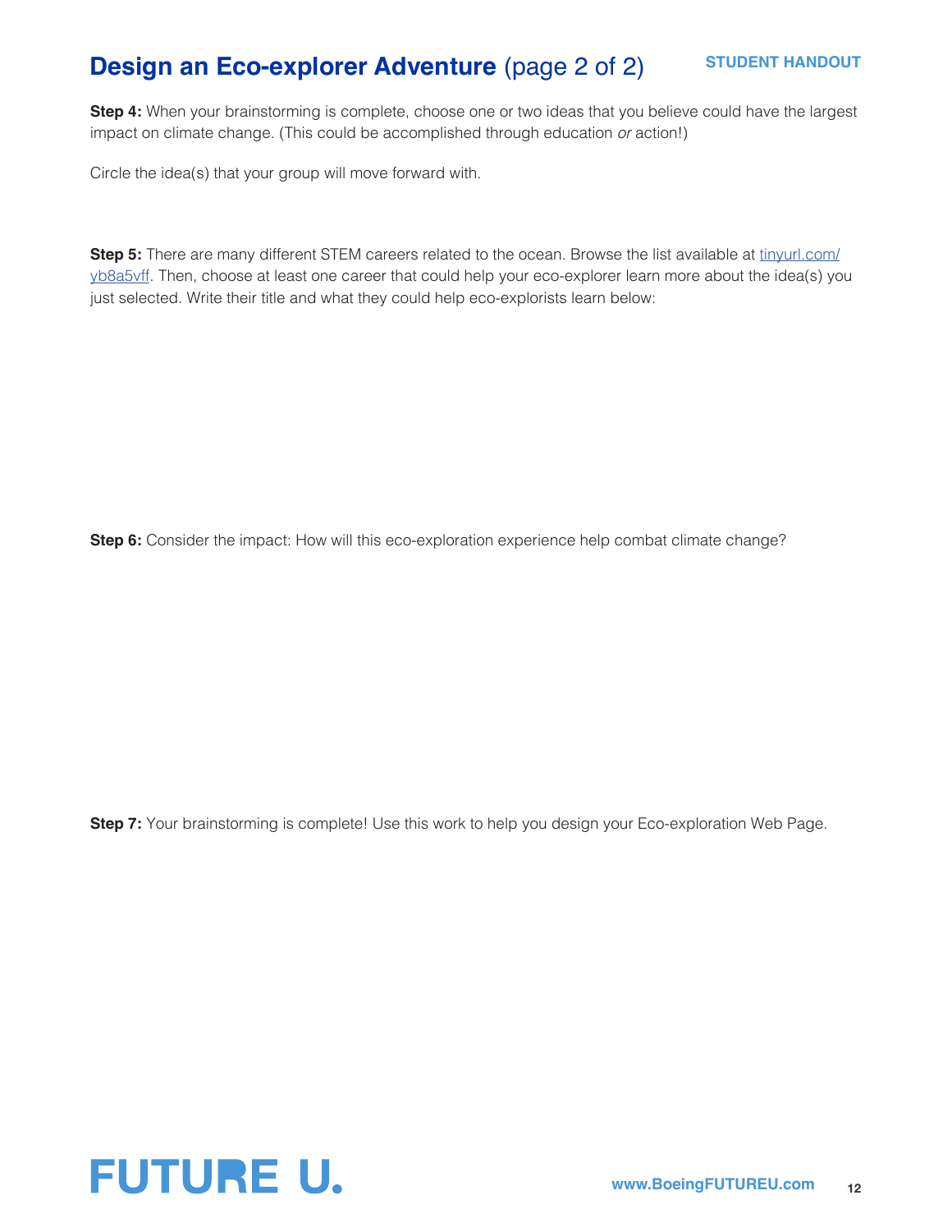# Design an Eco-explorer Adventure (page 2 of 2)

**STUDENT HANDOUT**

**Step 4:** When your brainstorming is complete, choose one or two ideas that you believe could have the largest impact on climate change. (This could be accomplished through education *or* action!)

Circle the idea(s) that your group will move forward with.

**Step 5:** There are many different STEM careers related to the ocean. Browse the list available at [tinyurl.com/yb8a5vff](tinyurl.com/yb8a5vff). Then, choose at least one career that could help your eco-explorer learn more about the idea(s) you just selected. Write their title and what they could help eco-explorists learn below:

**Step 6:** Consider the impact: How will this eco-exploration experience help combat climate change?

**Step 7:** Your brainstorming is complete! Use this work to help you design your Eco-exploration Web Page.

FUTURE U.

www.BoeingFUTUREU.com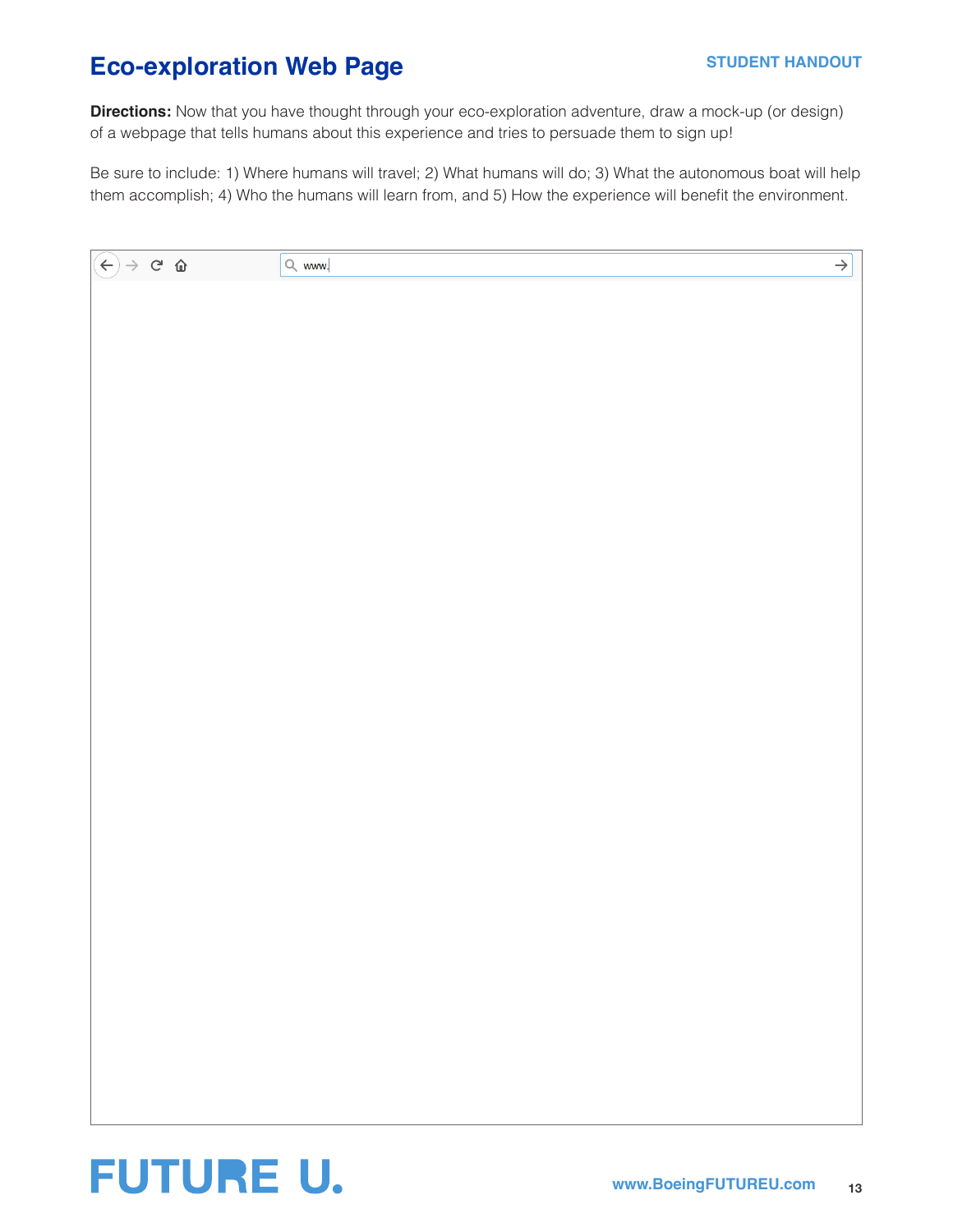## Eco-exploration Web Page

**STUDENT HANDOUT**

**Directions:** Now that you have thought through your eco-exploration adventure, draw a mock-up (or design) of a webpage that tells humans about this experience and tries to persuade them to sign up!

Be sure to include: 1) Where humans will travel; 2) What humans will do; 3) What the autonomous boat will help them accomplish; 4) Who the humans will learn from, and 5) How the experience will benefit the environment.

www.

FUTURE U.

www.BoeingFUTUREU.com